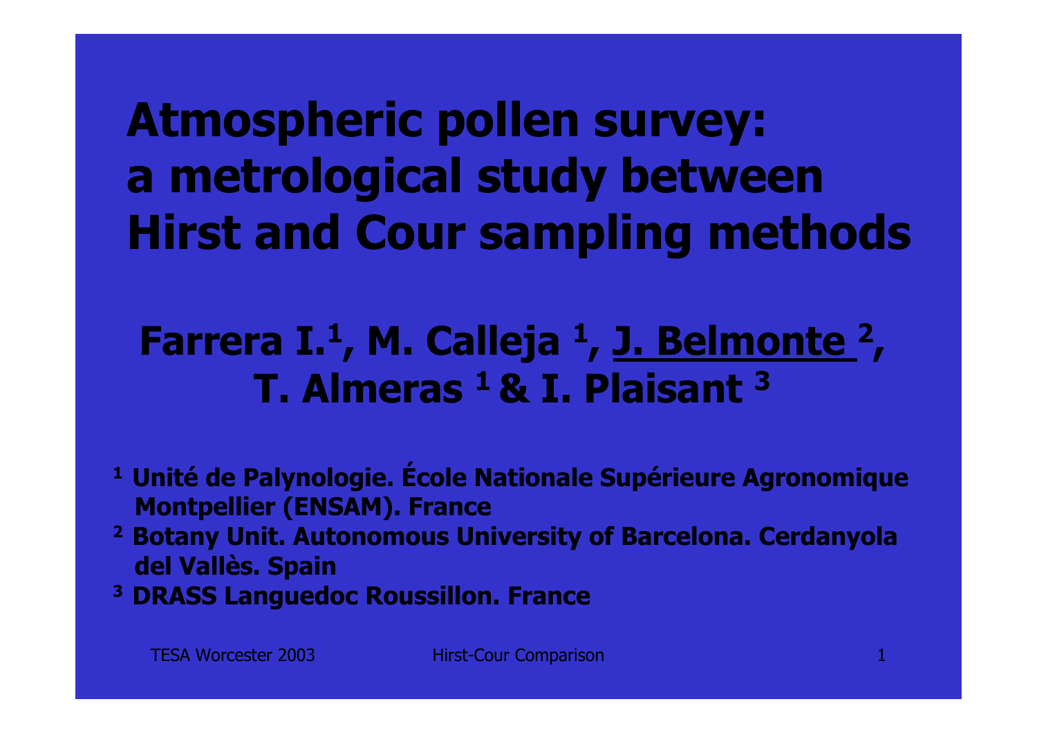# Atmospheric pollen survey: a metrological study between Hirst and Cour sampling methods

**Farrera I.[1], M. Calleja [1], J. Belmonte [2], T. Almeras [1] & I. Plaisant [3]**

[1] Unité de Palynologie. École Nationale Supérieure Agronomique Montpellier (ENSAM). France

[2] Botany Unit. Autonomous University of Barcelona. Cerdanyola del Vallès. Spain

[3] DRASS Languedoc Roussillon. France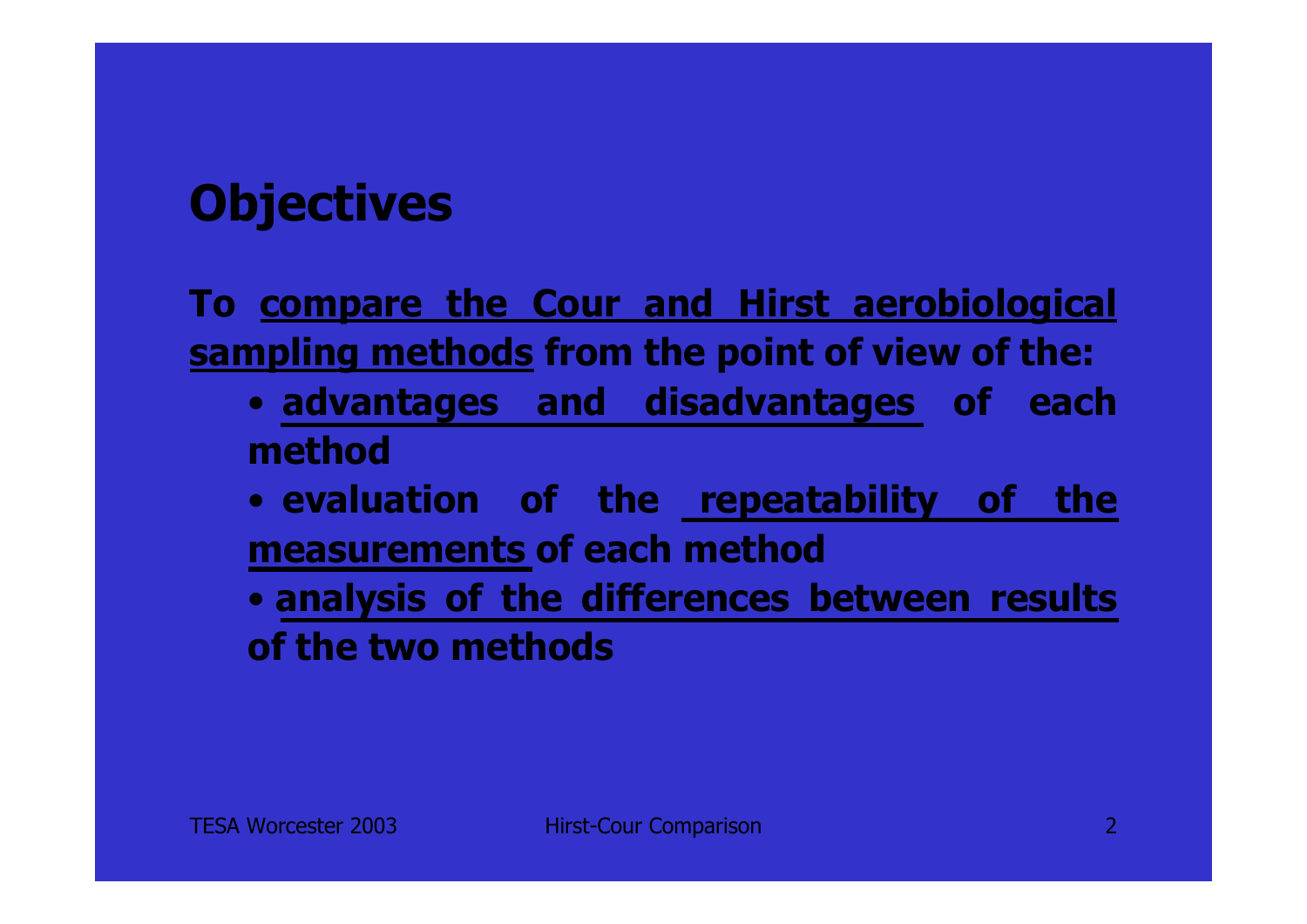# Objectives

**To <u>compare the Cour and Hirst aerobiological sampling methods</u> from the point of view of the:**

- **<u>advantages and disadvantages</u> of each method**
- **evaluation of the <u>repeatability of the measurements</u> of each method**
- **<u>analysis of the differences between results</u> of the two methods**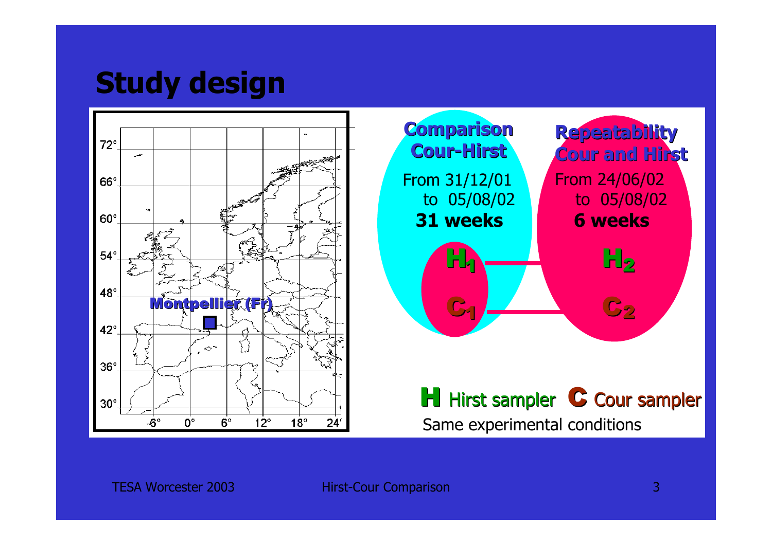# Study design

Montpellier (Fr)

**Comparison Cour-Hirst**

From 31/12/01 to 05/08/02

**31 weeks**

$H_1$

$C_1$

**Repeatability Cour and Hirst**

From 24/06/02 to 05/08/02

**6 weeks**

$H_2$

$C_2$

**H** Hirst sampler **C** Cour sampler

Same experimental conditions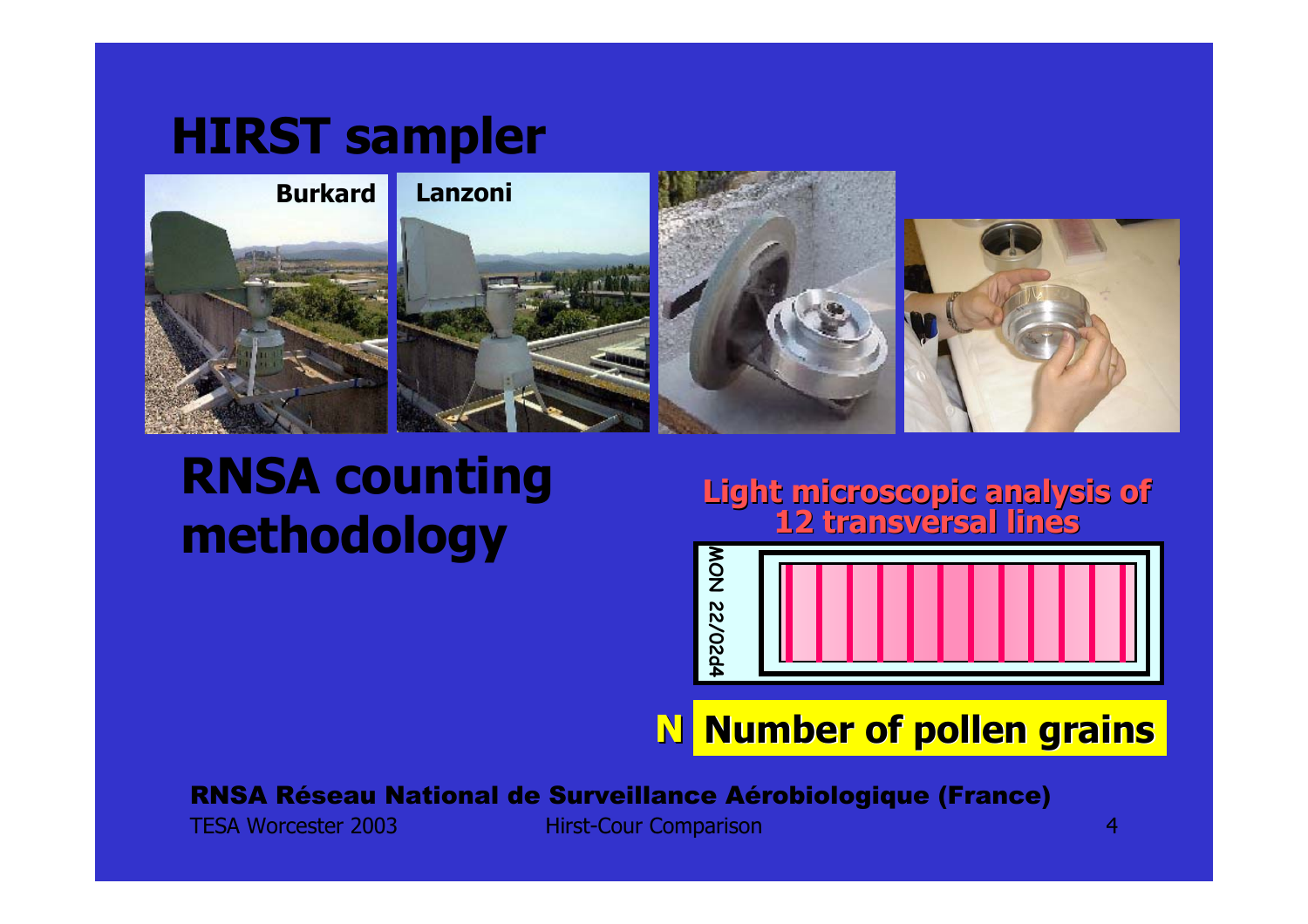# HIRST sampler

Burkard

Lanzoni

# RNSA counting methodology

**Light microscopic analysis of 12 transversal lines**

MON 22/02d4

**N Number of pollen grains**

**RNSA Réseau National de Surveillance Aérobiologique (France)**

TESA Worcester 2003 Hirst-Cour Comparison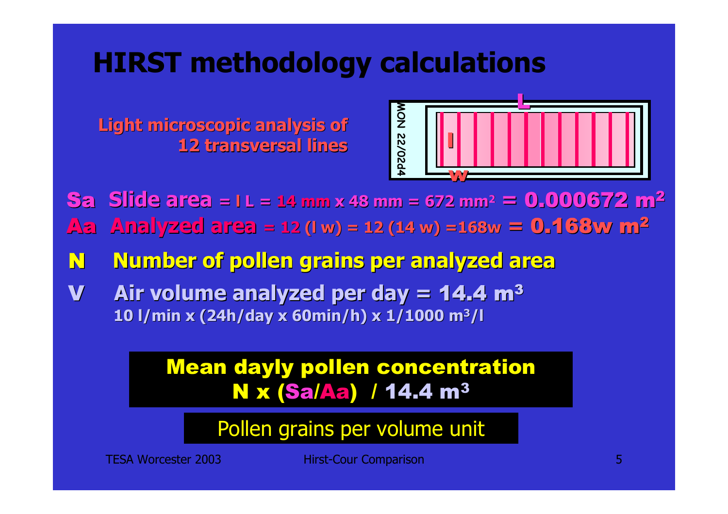# HIRST methodology calculations

Light microscopic analysis of 12 transversal lines

**Sa** **Slide area** = l L = 14 mm x 48 mm = 672 mm² = **0.000672 m²**

**Aa** **Analyzed area** = 12 (l w) = 12 (14 w) =168w = **0.168w m²**

**N** **Number of pollen grains per analyzed area**

**V** **Air volume analyzed per day = 14.4 m³**
10 l/min x (24h/day x 60min/h) x 1/1000 m³/l

**Mean dayly pollen concentration**
**N x (Sa/Aa) / 14.4 m³**

Pollen grains per volume unit

TESA Worcester 2003 Hirst-Cour Comparison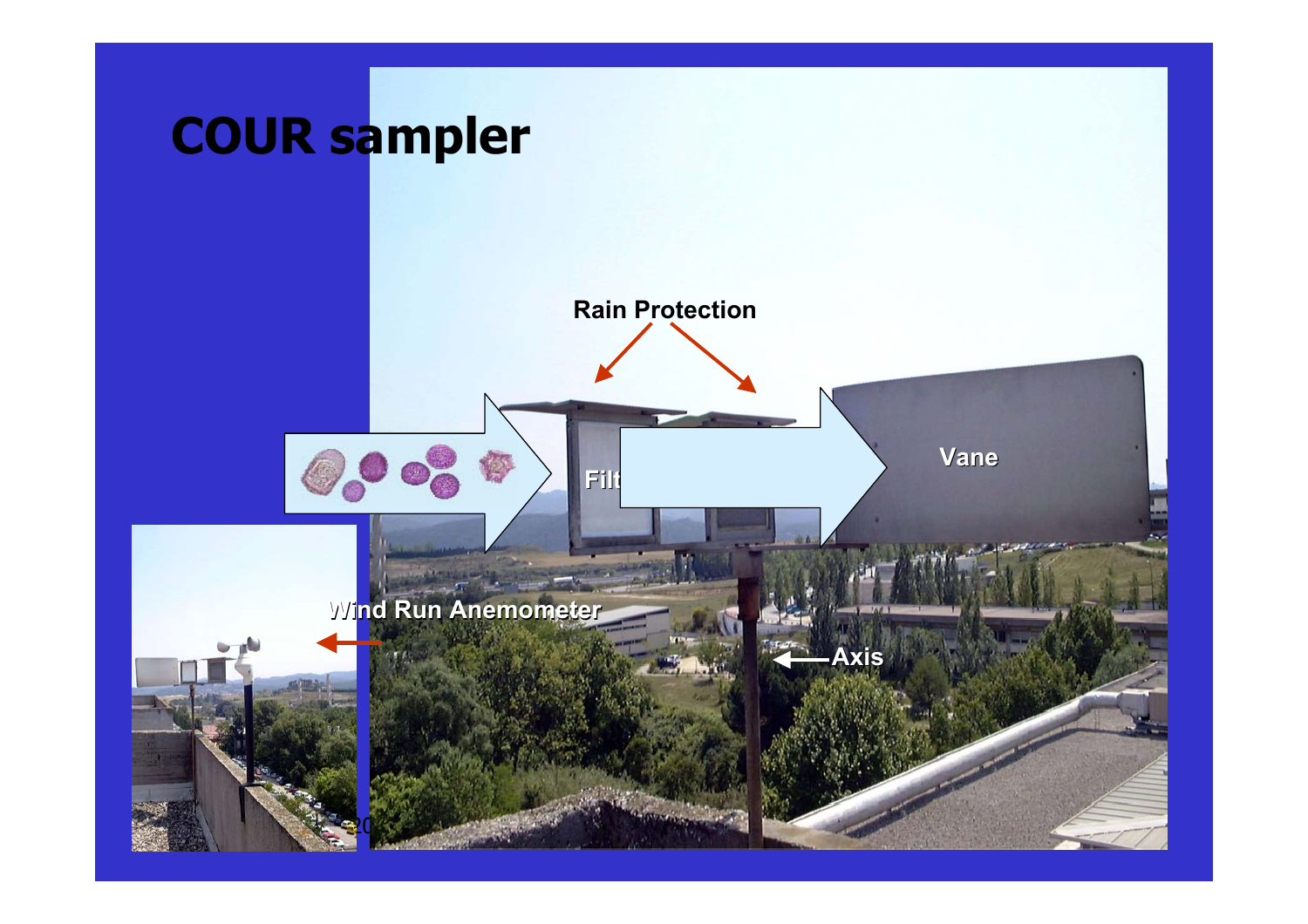# COUR sampler

Rain Protection

Filt

Vane

Wind Run Anemometer

Axis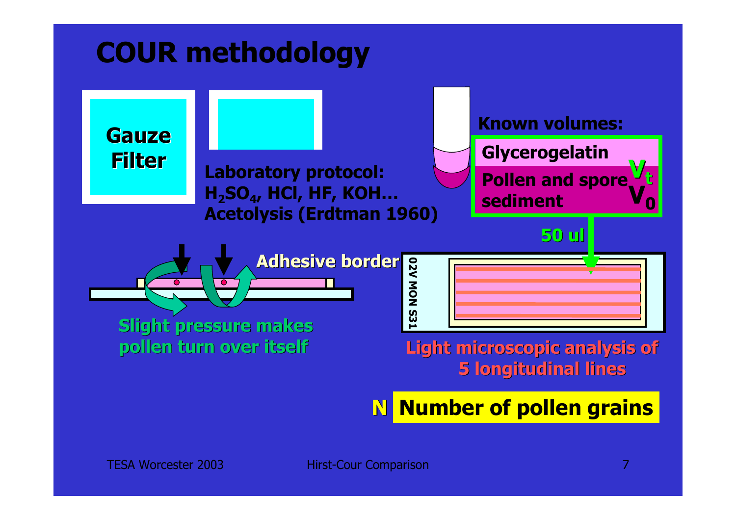# COUR methodology

**Gauze Filter**

**Laboratory protocol:**
**$H_2SO_4$, HCl, HF, KOH…**
**Acetolysis (Erdtman 1960)**

**Known volumes:**

**Glycerogelatin** $V_t$

**Pollen and spore sediment** $V_0$

**50 ul**

**Adhesive border**

02V MON S31

**Slight pressure makes pollen turn over itself**

**Light microscopic analysis of 5 longitudinal lines**

**N Number of pollen grains**

TESA Worcester 2003

Hirst-Cour Comparison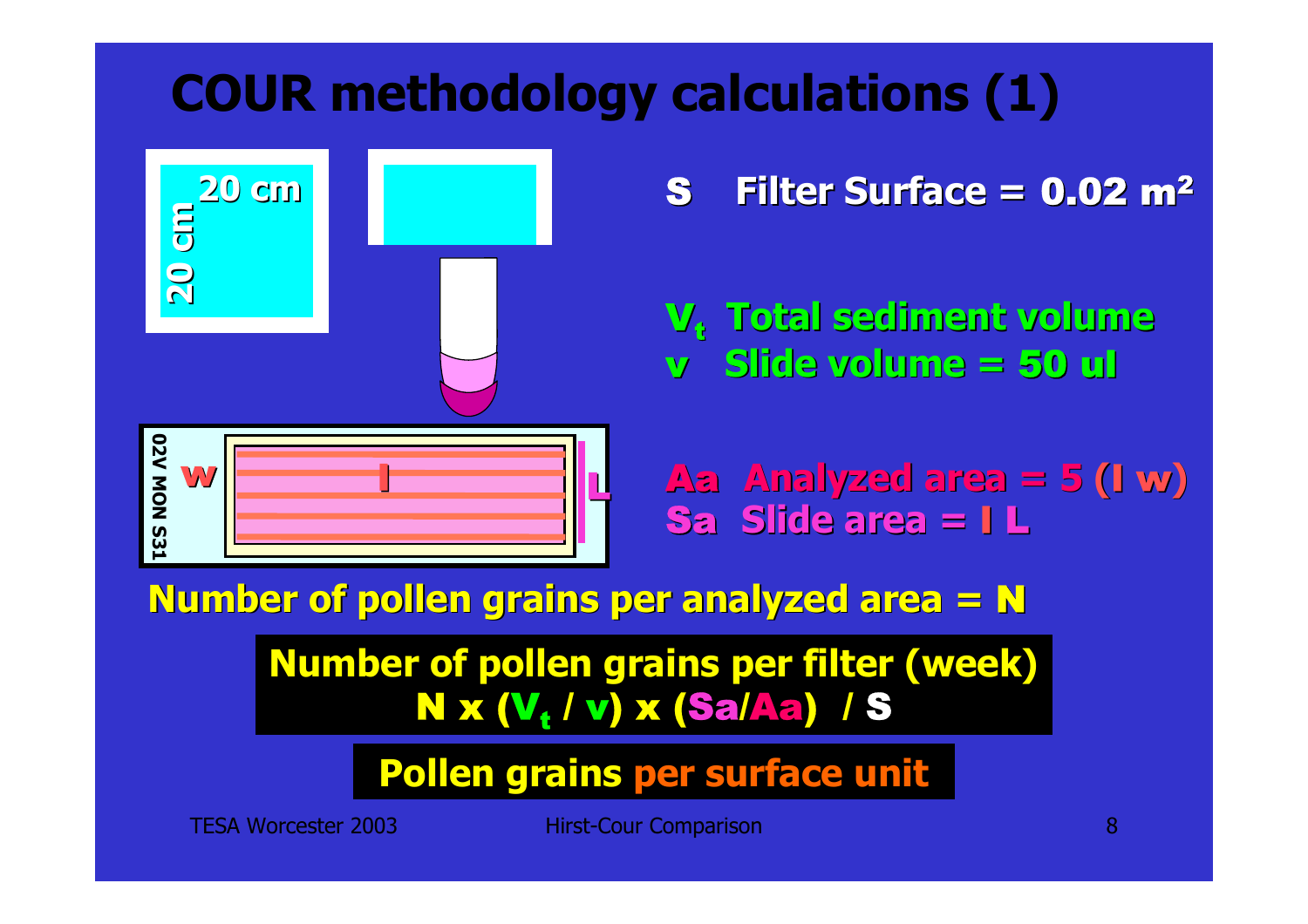# COUR methodology calculations (1)

20 cm

20 cm

02V MON S31

w

l

L

**S** Filter Surface = 0.02 m²

**$V_t$** Total sediment volume

**v** Slide volume = 50 ul

**Aa** Analyzed area = 5 (l w)

**Sa** Slide area = l L

**Number of pollen grains per analyzed area = N**

**Number of pollen grains per filter (week)**

$$N \times (V_t / v) \times (Sa/Aa) \; / \; S$$

**Pollen grains per surface unit**

TESA Worcester 2003

Hirst-Cour Comparison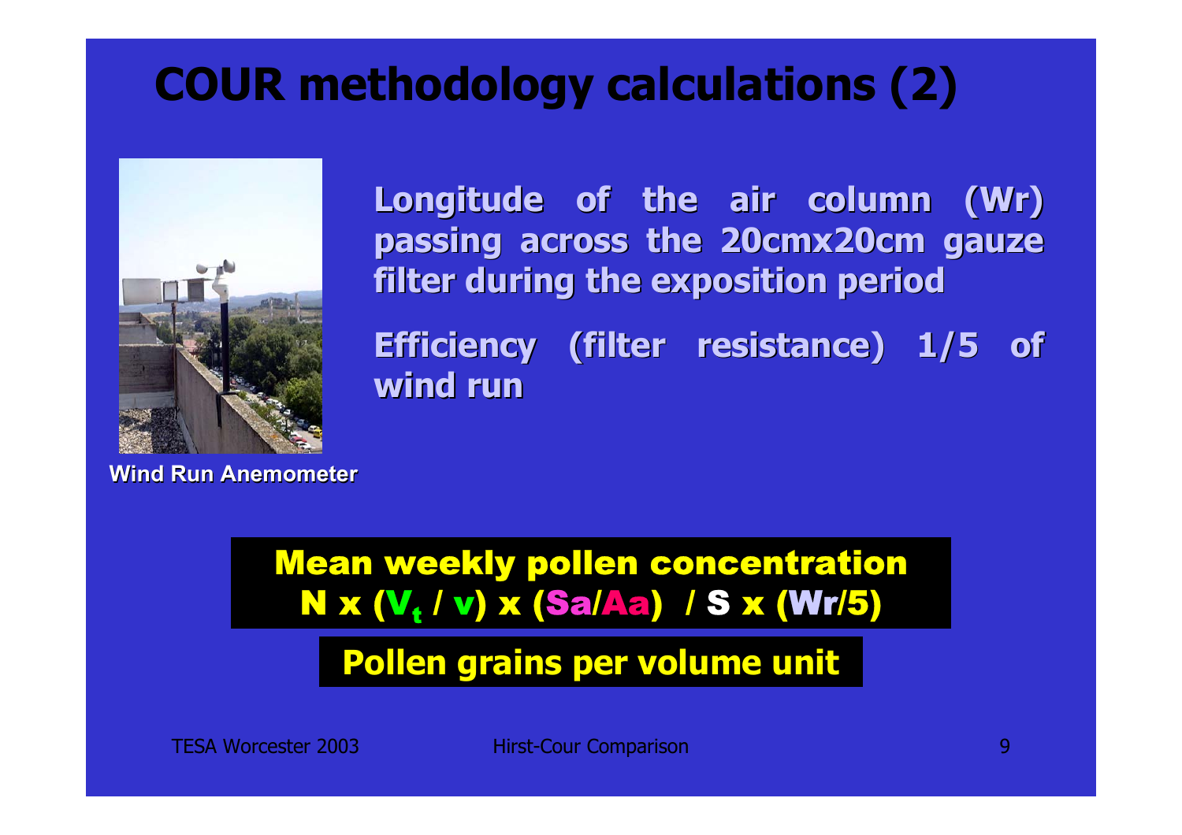# COUR methodology calculations (2)

Wind Run Anemometer

**Longitude of the air column (Wr) passing across the 20cmx20cm gauze filter during the exposition period**

**Efficiency (filter resistance) 1/5 of wind run**

**Mean weekly pollen concentration**

$$N \times (V_t / v) \times (Sa/Aa) / S \times (Wr/5)$$

**Pollen grains per volume unit**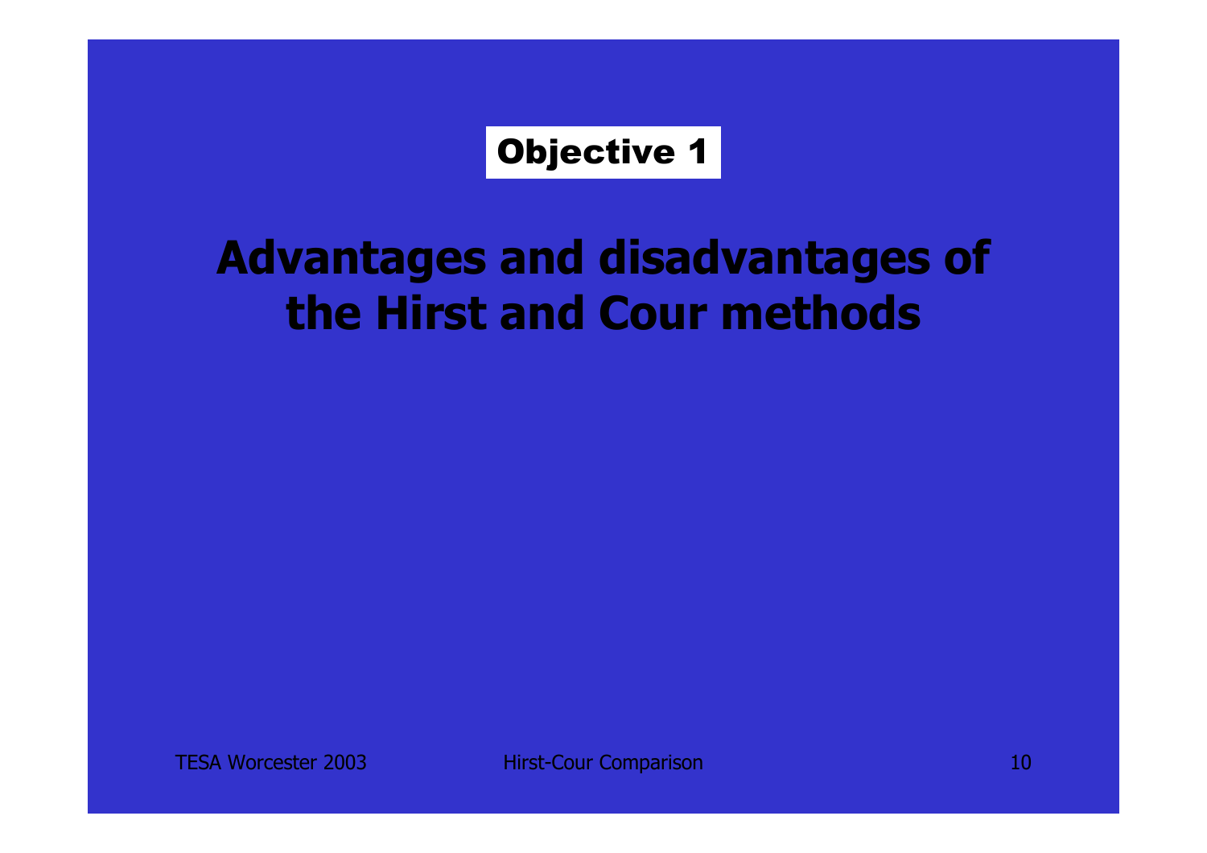**Objective 1**

# Advantages and disadvantages of the Hirst and Cour methods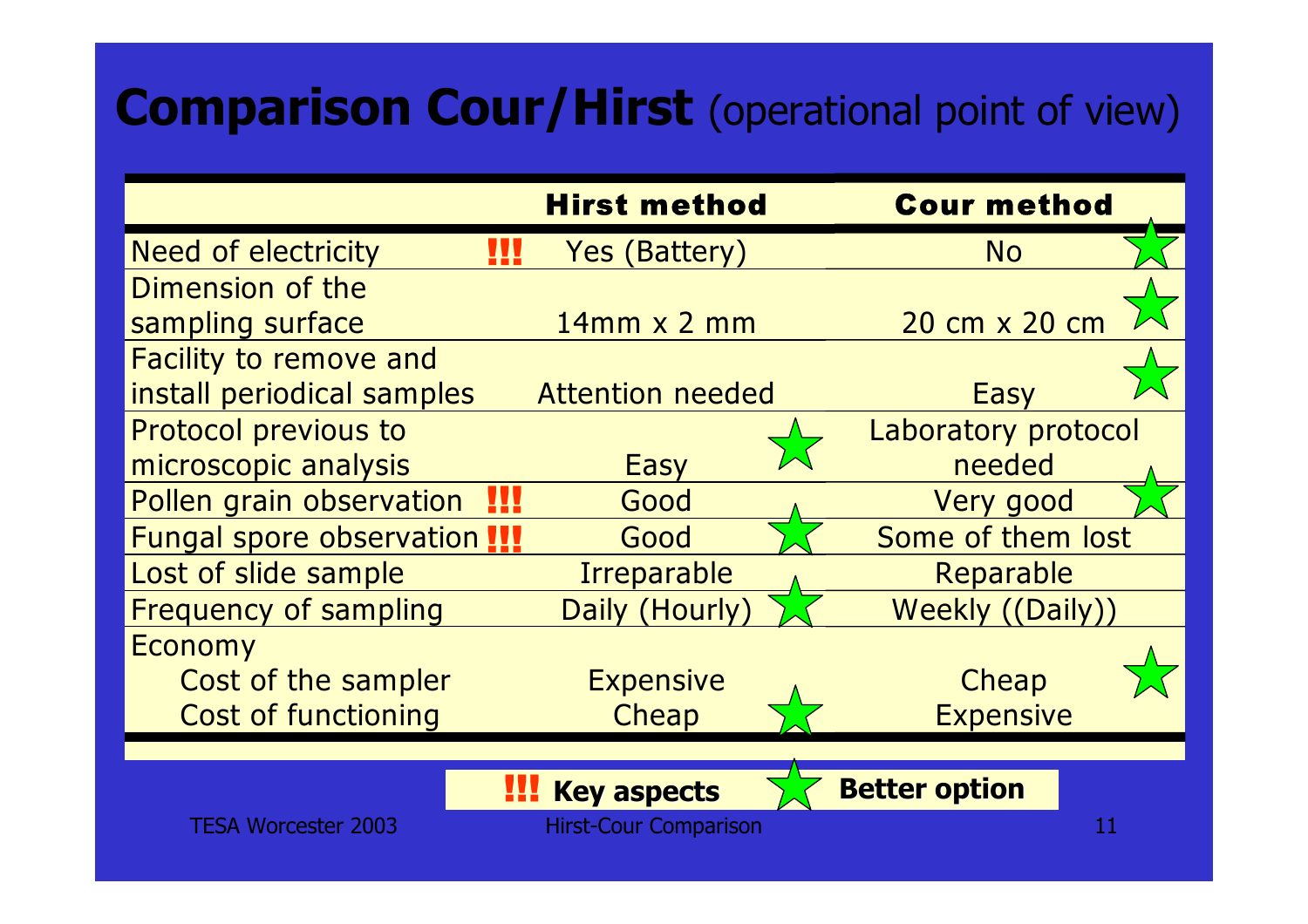# Comparison Cour/Hirst (operational point of view)

| | | Hirst method | | Cour method | |
|---|---|---|---|---|---|
| Need of electricity | !!! | Yes (Battery) | | No | ★ |
| Dimension of the sampling surface | | 14mm x 2 mm | | 20 cm x 20 cm | ★ |
| Facility to remove and install periodical samples | | Attention needed | | Easy | ★ |
| Protocol previous to microscopic analysis | | Easy | ★ | Laboratory protocol needed | |
| Pollen grain observation | !!! | Good | | Very good | ★ |
| Fungal spore observation | !!! | Good | ★ | Some of them lost | |
| Lost of slide sample | | Irreparable | | Reparable | |
| Frequency of sampling | | Daily (Hourly) | ★ | Weekly ((Daily)) | |
| Economy | | | | | |
| Cost of the sampler | | Expensive | | Cheap | ★ |
| Cost of functioning | | Cheap | ★ | Expensive | |

!!! Key aspects ★ Better option

TESA Worcester 2003 Hirst-Cour Comparison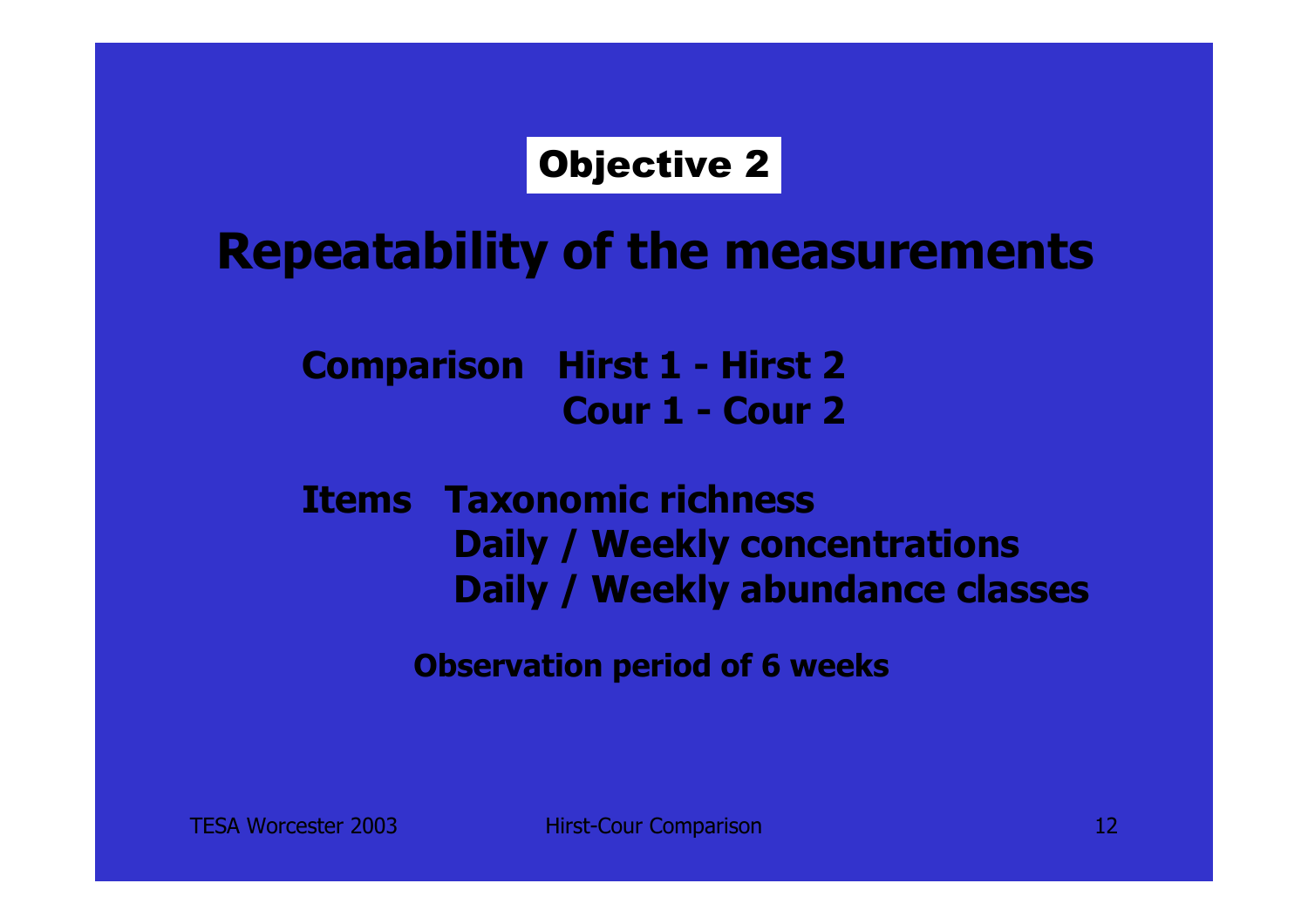**Objective 2**

# Repeatability of the measurements

**Comparison** Hirst 1 - Hirst 2
Cour 1 - Cour 2

**Items** Taxonomic richness
Daily / Weekly concentrations
Daily / Weekly abundance classes

**Observation period of 6 weeks**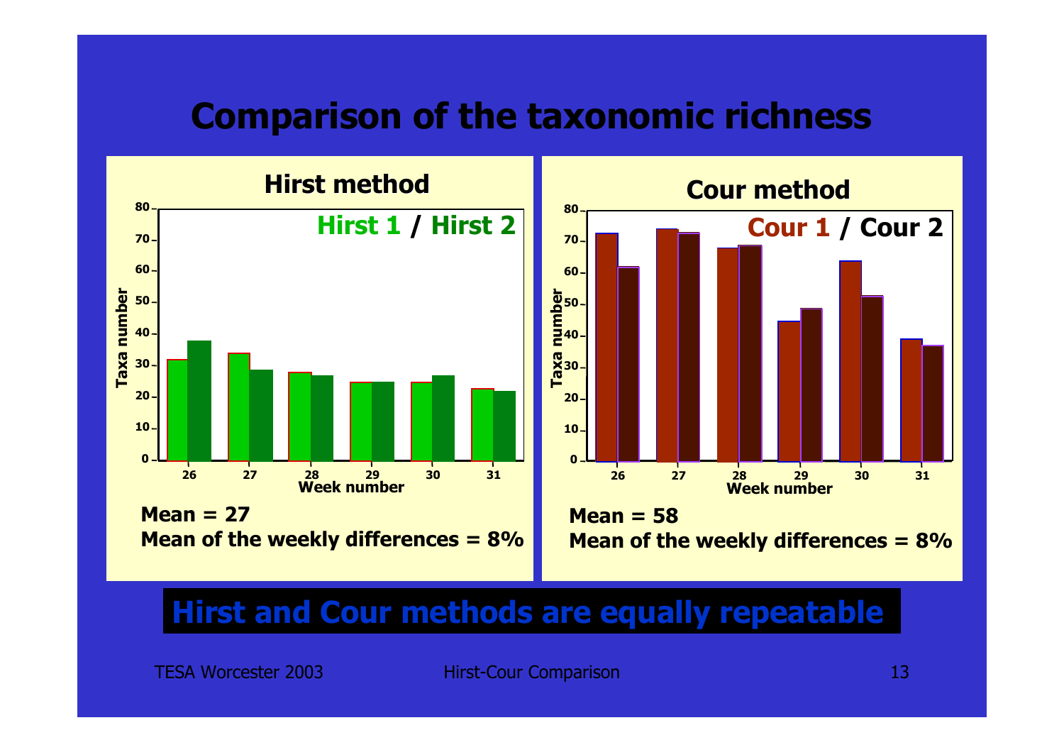# Comparison of the taxonomic richness

## Hirst method

Hirst 1 / Hirst 2

**Mean = 27**

**Mean of the weekly differences = 8%**

## Cour method

Cour 1 / Cour 2

**Mean = 58**

**Mean of the weekly differences = 8%**

**Hirst and Cour methods are equally repeatable**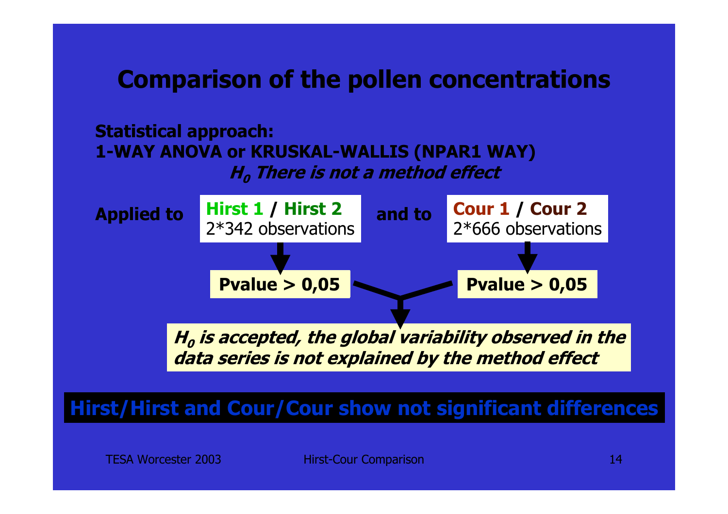# Comparison of the pollen concentrations

**Statistical approach:**
**1-WAY ANOVA or KRUSKAL-WALLIS (NPAR1 WAY)**

***$H_0$ There is not a method effect***

**Applied to** **Hirst 1 / Hirst 2** 2*342 observations **and to** **Cour 1 / Cour 2** 2*666 observations

**Pvalue > 0,05** — **Pvalue > 0,05**

***$H_0$ is accepted, the global variability observed in the data series is not explained by the method effect***

**Hirst/Hirst and Cour/Cour show not significant differences**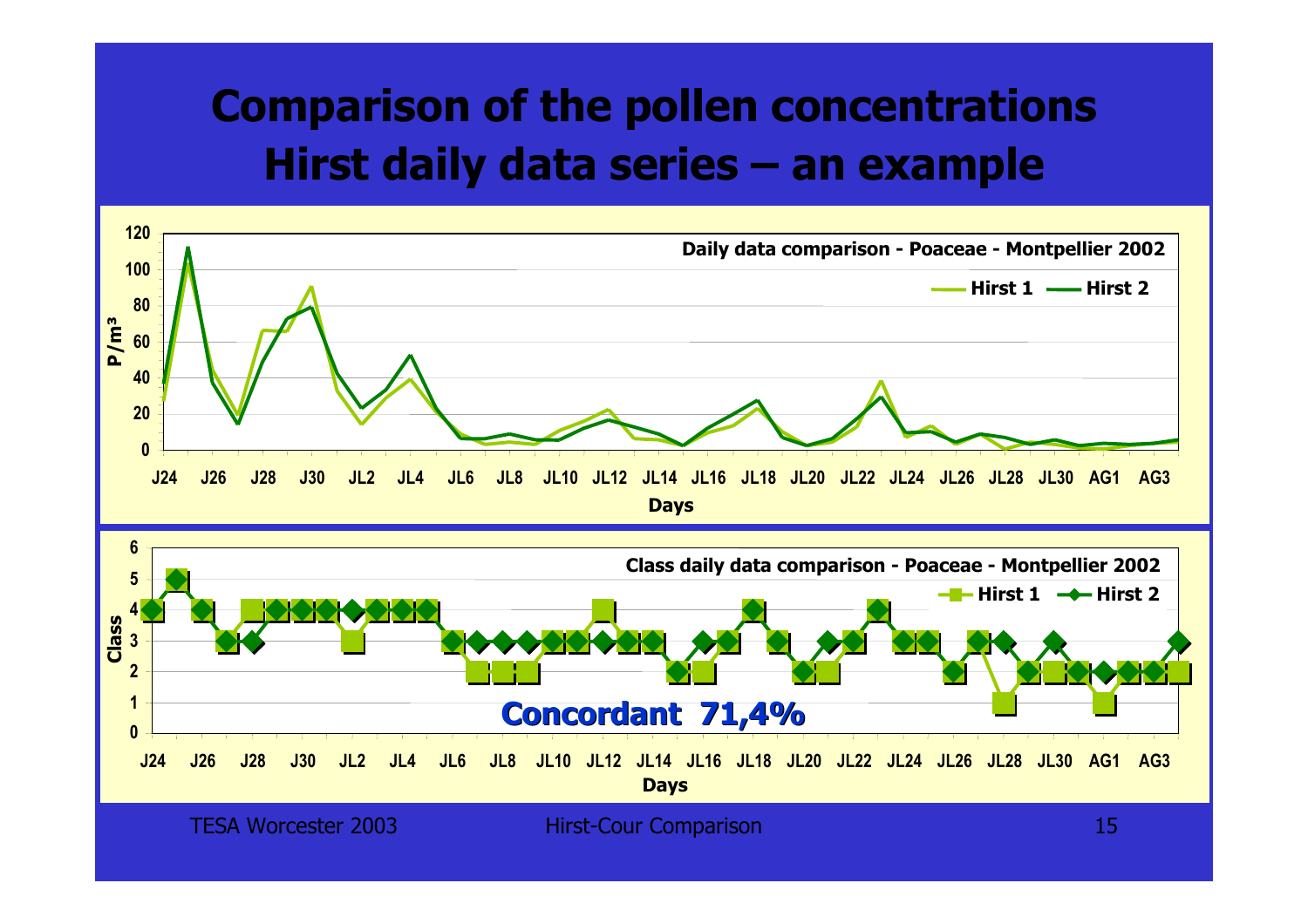# Comparison of the pollen concentrations Hirst daily data series – an example

**Daily data comparison - Poaceae - Montpellier 2002**

Hirst 1 — Hirst 2

P/m³ (0–120) vs. Days (J24 … AG3)

**Class daily data comparison - Poaceae - Montpellier 2002**

Hirst 1 — Hirst 2

Class (0–6) vs. Days (J24 … AG3)

**Concordant 71,4%**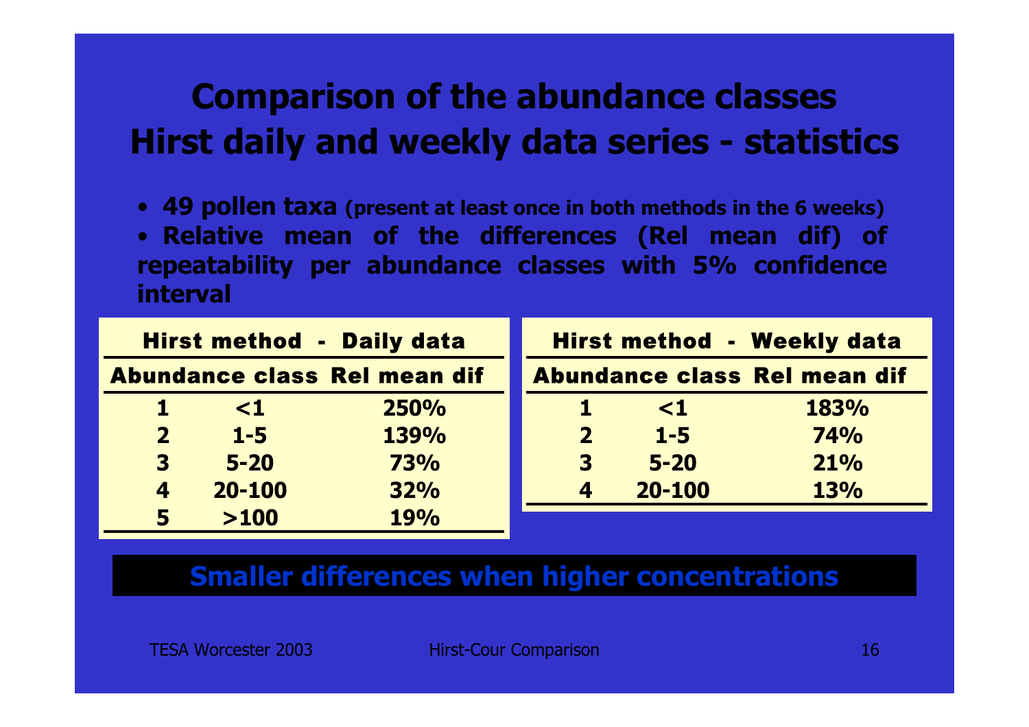# Comparison of the abundance classes
# Hirst daily and weekly data series - statistics

- **49 pollen taxa** (present at least once in both methods in the 6 weeks)
- **Relative mean of the differences (Rel mean dif) of repeatability per abundance classes with 5% confidence interval**

**Hirst method - Daily data**

| Abundance class | | Rel mean dif |
|---|---|---|
| 1 | <1 | 250% |
| 2 | 1-5 | 139% |
| 3 | 5-20 | 73% |
| 4 | 20-100 | 32% |
| 5 | >100 | 19% |

**Hirst method - Weekly data**

| Abundance class | | Rel mean dif |
|---|---|---|
| 1 | <1 | 183% |
| 2 | 1-5 | 74% |
| 3 | 5-20 | 21% |
| 4 | 20-100 | 13% |

**Smaller differences when higher concentrations**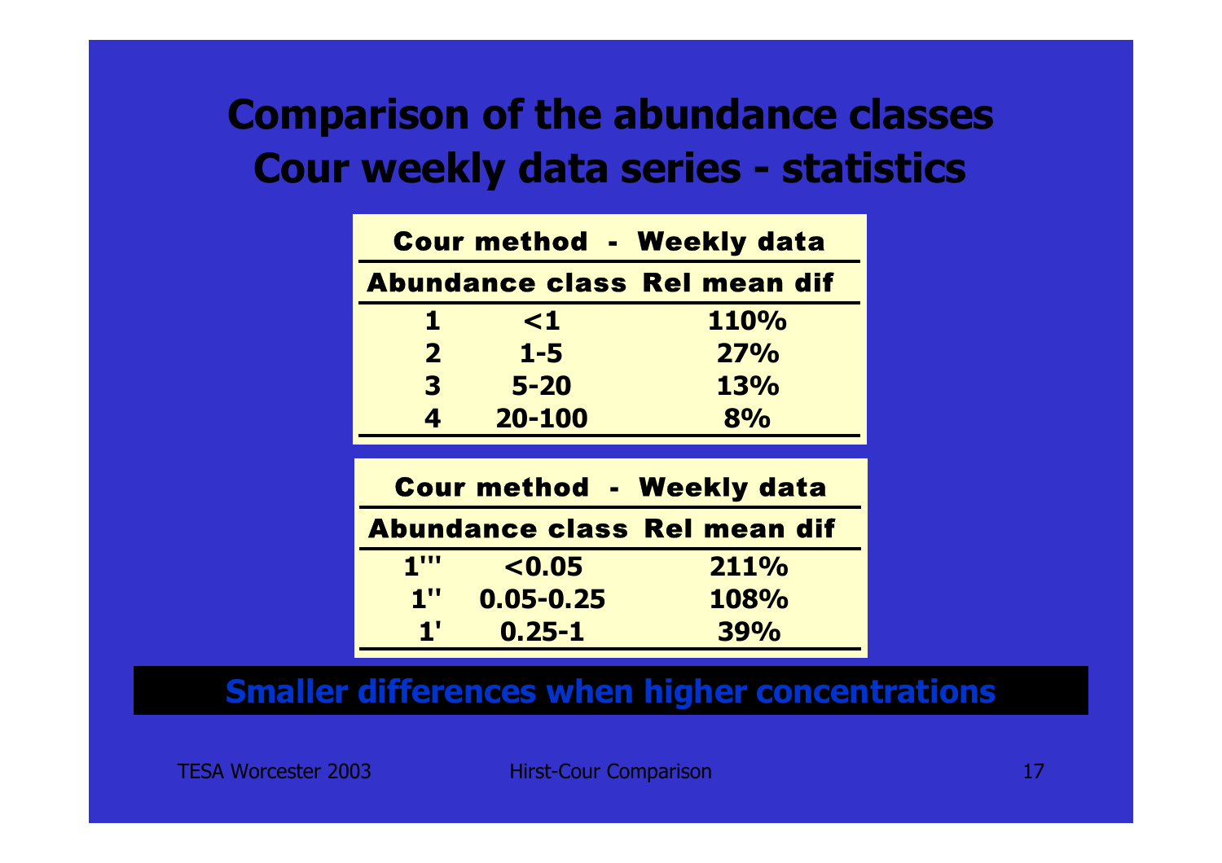# Comparison of the abundance classes
# Cour weekly data series - statistics

| Cour method - Weekly data | | |
|---|---|---|
| **Abundance class** | | **Rel mean dif** |
| 1 | <1 | 110% |
| 2 | 1-5 | 27% |
| 3 | 5-20 | 13% |
| 4 | 20-100 | 8% |

| Cour method - Weekly data | | |
|---|---|---|
| **Abundance class** | | **Rel mean dif** |
| 1''' | <0.05 | 211% |
| 1'' | 0.05-0.25 | 108% |
| 1' | 0.25-1 | 39% |

**Smaller differences when higher concentrations**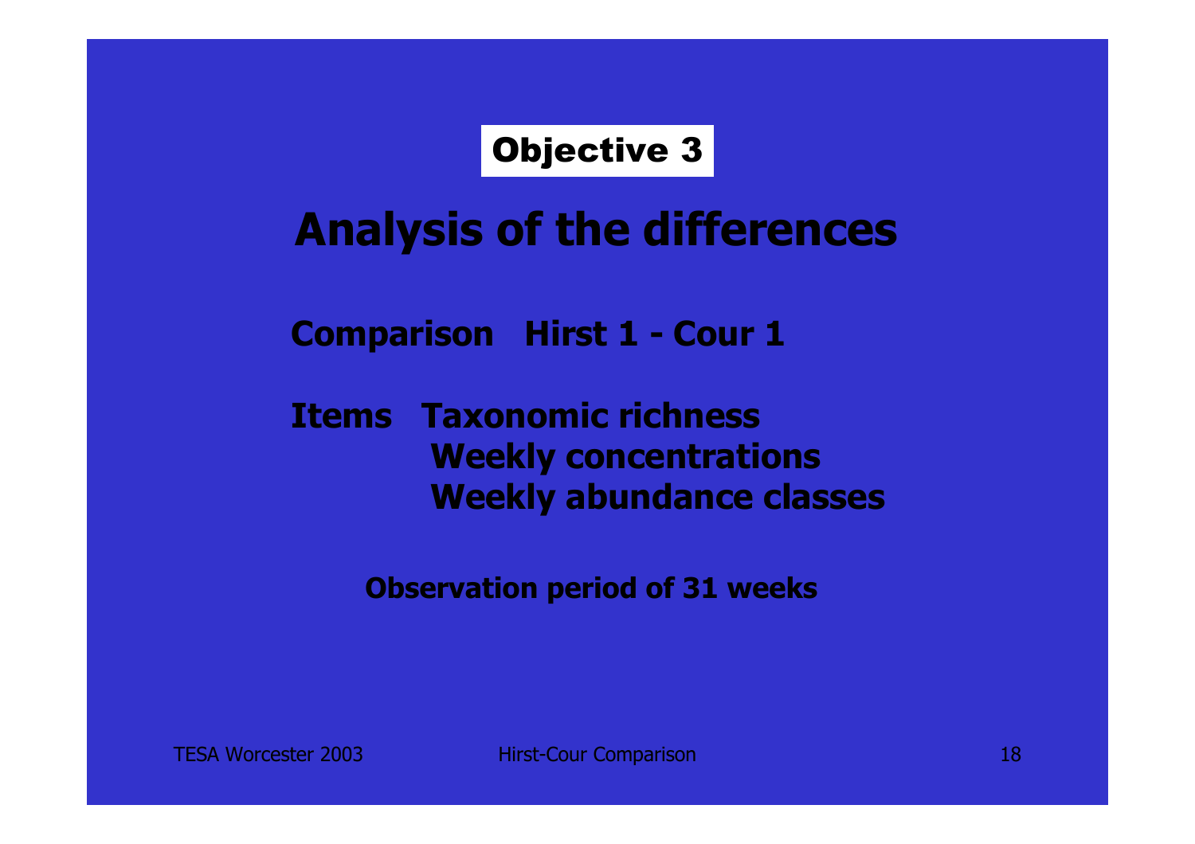**Objective 3**

# Analysis of the differences

**Comparison Hirst 1 - Cour 1**

**Items Taxonomic richness**
**Weekly concentrations**
**Weekly abundance classes**

**Observation period of 31 weeks**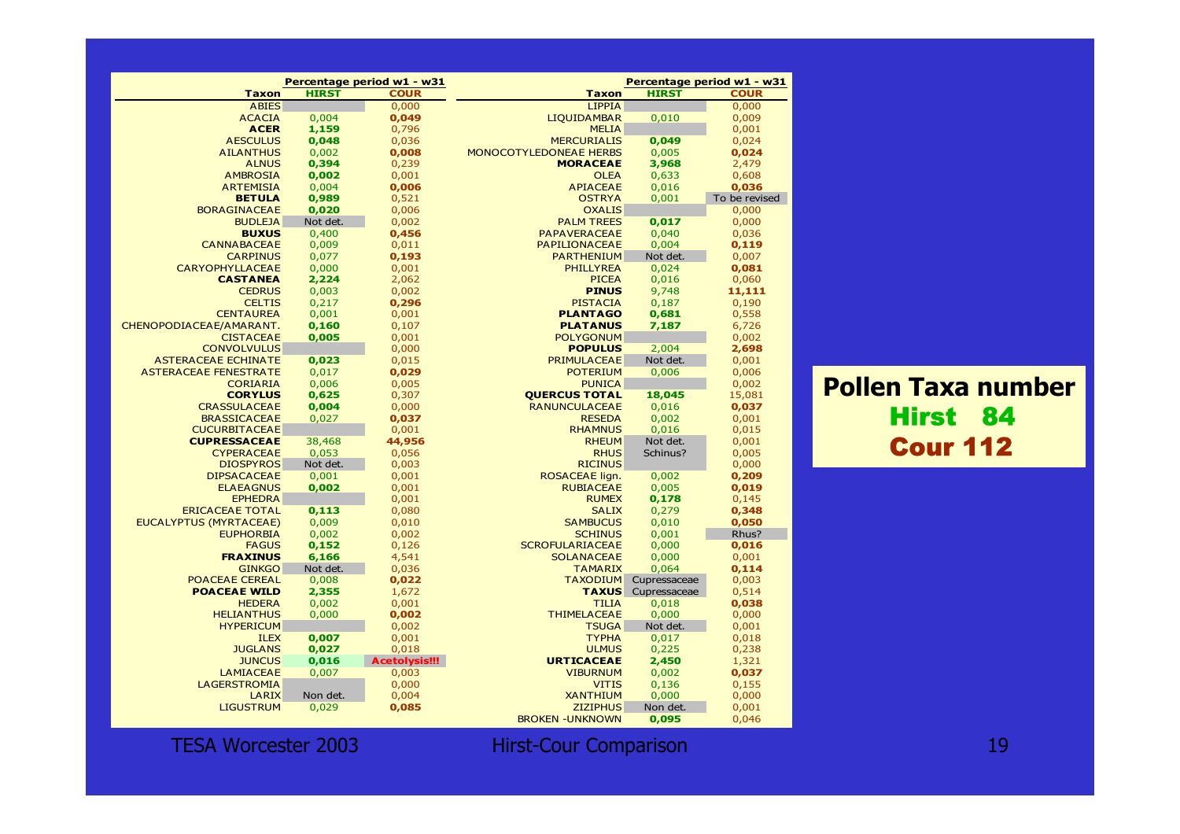| Taxon | Percentage period w1 - w31 HIRST | COUR |
|---|---|---|
| ABIES | | 0,000 |
| ACACIA | 0,004 | **0,049** |
| **ACER** | **1,159** | 0,796 |
| AESCULUS | **0,048** | 0,036 |
| AILANTHUS | 0,002 | **0,008** |
| ALNUS | **0,394** | 0,239 |
| AMBROSIA | **0,002** | 0,001 |
| ARTEMISIA | 0,004 | **0,006** |
| **BETULA** | **0,989** | 0,521 |
| BORAGINACEAE | **0,020** | 0,006 |
| BUDLEJA | Not det. | 0,002 |
| **BUXUS** | 0,400 | **0,456** |
| CANNABACEAE | 0,009 | 0,011 |
| CARPINUS | 0,077 | **0,193** |
| CARYOPHYLLACEAE | 0,000 | 0,001 |
| **CASTANEA** | **2,224** | 2,062 |
| CEDRUS | 0,003 | 0,002 |
| CELTIS | 0,217 | **0,296** |
| CENTAUREA | 0,001 | 0,001 |
| CHENOPODIACEAE/AMARANT. | **0,160** | 0,107 |
| CISTACEAE | **0,005** | 0,001 |
| CONVOLVULUS | | 0,000 |
| ASTERACEAE ECHINATE | **0,023** | 0,015 |
| ASTERACEAE FENESTRATE | 0,017 | **0,029** |
| CORIARIA | 0,006 | 0,005 |
| **CORYLUS** | **0,625** | 0,307 |
| CRASSULACEAE | **0,004** | 0,000 |
| BRASSICACEAE | 0,027 | **0,037** |
| CUCURBITACEAE | | 0,001 |
| **CUPRESSACEAE** | 38,468 | **44,956** |
| CYPERACEAE | 0,053 | 0,056 |
| DIOSPYROS | Not det. | 0,003 |
| DIPSACACEAE | 0,001 | 0,001 |
| ELAEAGNUS | **0,002** | 0,001 |
| EPHEDRA | | 0,001 |
| ERICACEAE TOTAL | **0,113** | 0,080 |
| EUCALYPTUS (MYRTACEAE) | 0,009 | 0,010 |
| EUPHORBIA | 0,002 | 0,002 |
| FAGUS | **0,152** | 0,126 |
| **FRAXINUS** | **6,166** | 4,541 |
| GINKGO | Not det. | 0,036 |
| POACEAE CEREAL | 0,008 | **0,022** |
| **POACEAE WILD** | **2,355** | 1,672 |
| HEDERA | 0,002 | 0,001 |
| HELIANTHUS | 0,000 | **0,002** |
| HYPERICUM | | 0,002 |
| ILEX | **0,007** | 0,001 |
| JUGLANS | **0,027** | 0,018 |
| JUNCUS | **0,016** | **Acetolysis!!!** |
| LAMIACEAE | 0,007 | 0,003 |
| LAGERSTROMIA | | 0,000 |
| LARIX | Non det. | 0,004 |
| LIGUSTRUM | 0,029 | **0,085** |
| LIPPIA | | 0,000 |
| LIQUIDAMBAR | 0,010 | 0,009 |
| MELIA | | 0,001 |
| MERCURIALIS | **0,049** | 0,024 |
| MONOCOTYLEDONEAE HERBS | 0,005 | **0,024** |
| **MORACEAE** | **3,968** | 2,479 |
| OLEA | 0,633 | 0,608 |
| APIACEAE | 0,016 | **0,036** |
| OSTRYA | 0,001 | To be revised |
| OXALIS | | 0,000 |
| PALM TREES | **0,017** | 0,000 |
| PAPAVERACEAE | 0,040 | 0,036 |
| PAPILIONACEAE | 0,004 | **0,119** |
| PARTHENIUM | Not det. | 0,007 |
| PHILLYREA | 0,024 | **0,081** |
| PICEA | 0,016 | 0,060 |
| **PINUS** | 9,748 | **11,111** |
| PISTACIA | 0,187 | 0,190 |
| **PLANTAGO** | **0,681** | 0,558 |
| **PLATANUS** | **7,187** | 6,726 |
| POLYGONUM | | 0,002 |
| **POPULUS** | 2,004 | **2,698** |
| PRIMULACEAE | Not det. | 0,001 |
| POTERIUM | 0,006 | 0,006 |
| PUNICA | | 0,002 |
| **QUERCUS TOTAL** | **18,045** | 15,081 |
| RANUNCULACEAE | 0,016 | **0,037** |
| RESEDA | 0,002 | 0,001 |
| RHAMNUS | 0,016 | 0,015 |
| RHEUM | Not det. | 0,001 |
| RHUS | Schinus? | 0,005 |
| RICINUS | | 0,000 |
| ROSACEAE lign. | 0,002 | **0,209** |
| RUBIACEAE | 0,005 | **0,019** |
| RUMEX | **0,178** | 0,145 |
| SALIX | 0,279 | **0,348** |
| SAMBUCUS | 0,010 | **0,050** |
| SCHINUS | 0,001 | Rhus? |
| SCROFULARIACEAE | 0,000 | **0,016** |
| SOLANACEAE | 0,000 | 0,001 |
| TAMARIX | 0,064 | **0,114** |
| TAXODIUM | Cupressaceae | 0,003 |
| **TAXUS** | Cupressaceae | 0,514 |
| TILIA | 0,018 | **0,038** |
| THIMELACEAE | 0,000 | 0,000 |
| TSUGA | Not det. | 0,001 |
| TYPHA | 0,017 | 0,018 |
| ULMUS | 0,225 | 0,238 |
| **URTICACEAE** | **2,450** | 1,321 |
| VIBURNUM | 0,002 | **0,037** |
| VITIS | 0,136 | 0,155 |
| XANTHIUM | 0,000 | 0,000 |
| ZIZIPHUS | Non det. | 0,001 |
| BROKEN -UNKNOWN | **0,095** | 0,046 |

**Pollen Taxa number**

**Hirst 84**

**Cour 112**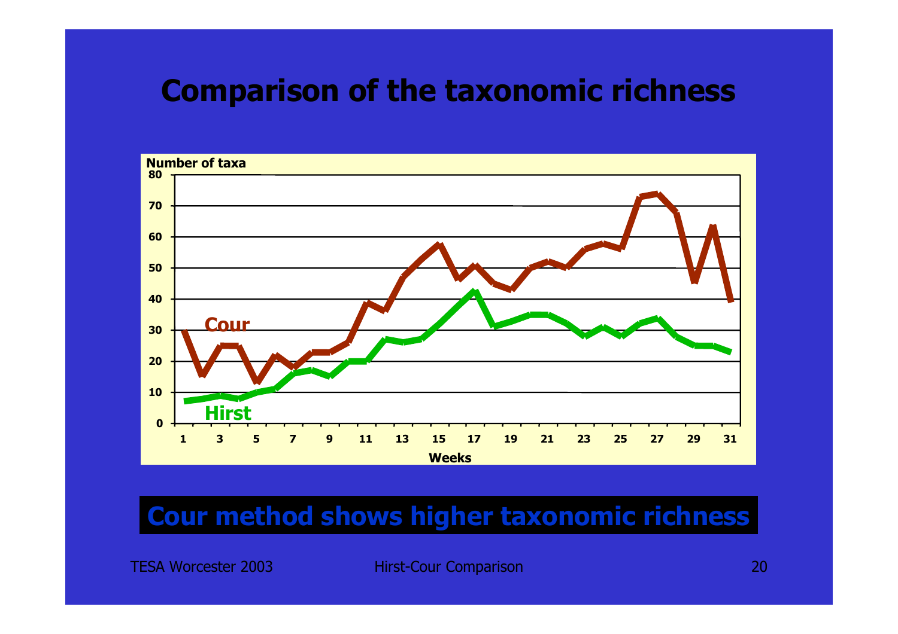# Comparison of the taxonomic richness

**Cour method shows higher taxonomic richness**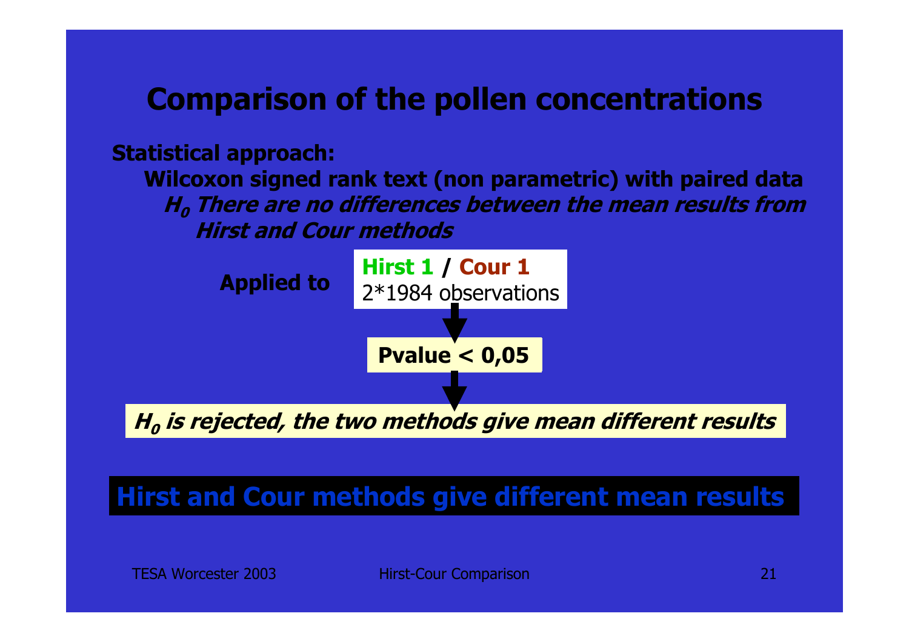# Comparison of the pollen concentrations

**Statistical approach:**

**Wilcoxon signed rank text (non parametric) with paired data**

***$H_0$ There are no differences between the mean results from Hirst and Cour methods***

**Applied to**

**Hirst 1 / Cour 1**
2*1984 observations

**Pvalue < 0,05**

***$H_0$ is rejected, the two methods give mean different results***

**Hirst and Cour methods give different mean results**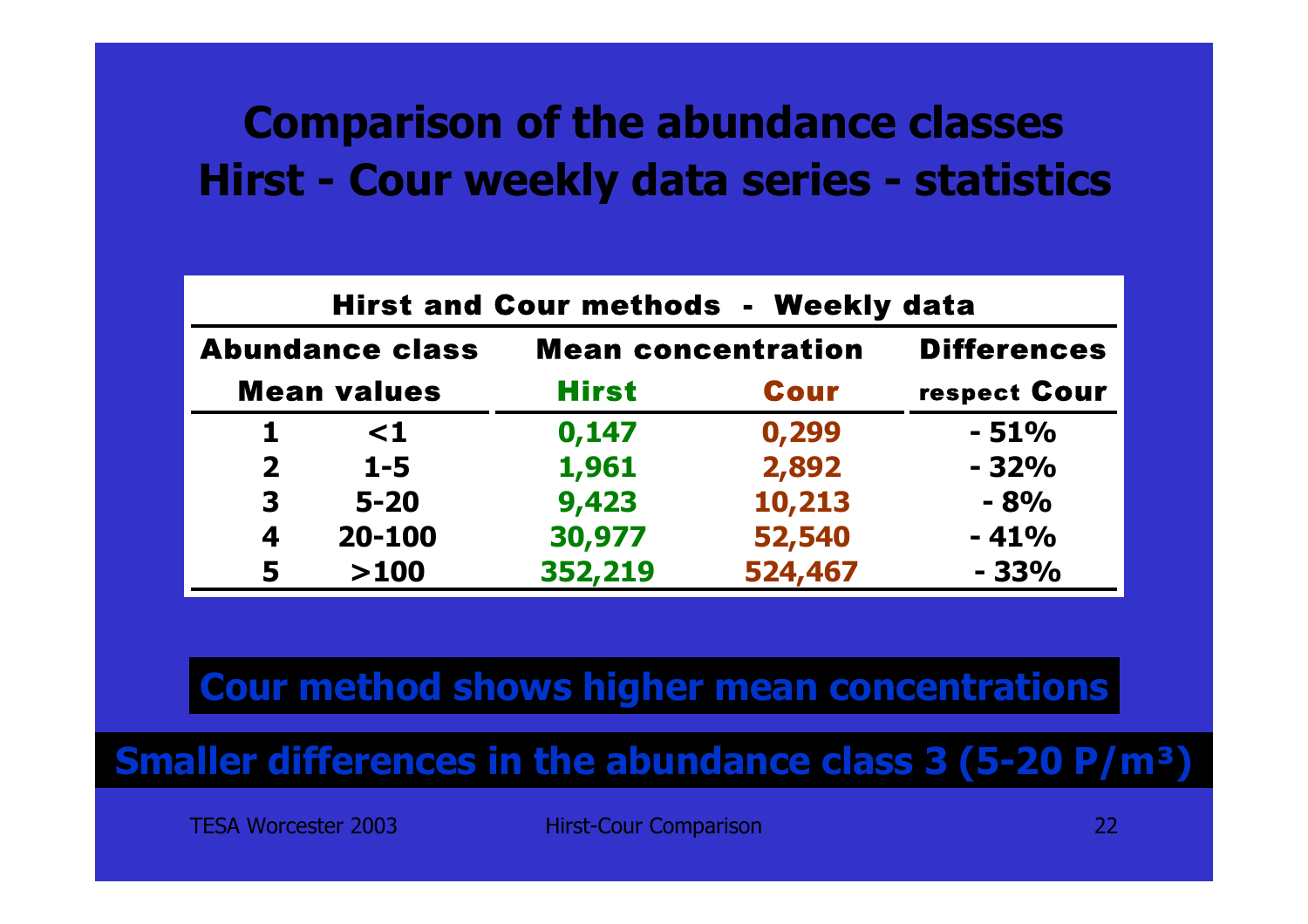# Comparison of the abundance classes
# Hirst - Cour weekly data series - statistics

| Hirst and Cour methods - Weekly data | | | | |
|---|---|---|---|---|
| **Abundance class** | | **Mean concentration** | | **Differences** |
| **Mean values** | | **Hirst** | **Cour** | **respect Cour** |
| 1 | <1 | 0,147 | 0,299 | - 51% |
| 2 | 1-5 | 1,961 | 2,892 | - 32% |
| 3 | 5-20 | 9,423 | 10,213 | - 8% |
| 4 | 20-100 | 30,977 | 52,540 | - 41% |
| 5 | >100 | 352,219 | 524,467 | - 33% |

**Cour method shows higher mean concentrations**

**Smaller differences in the abundance class 3 (5-20 P/m³)**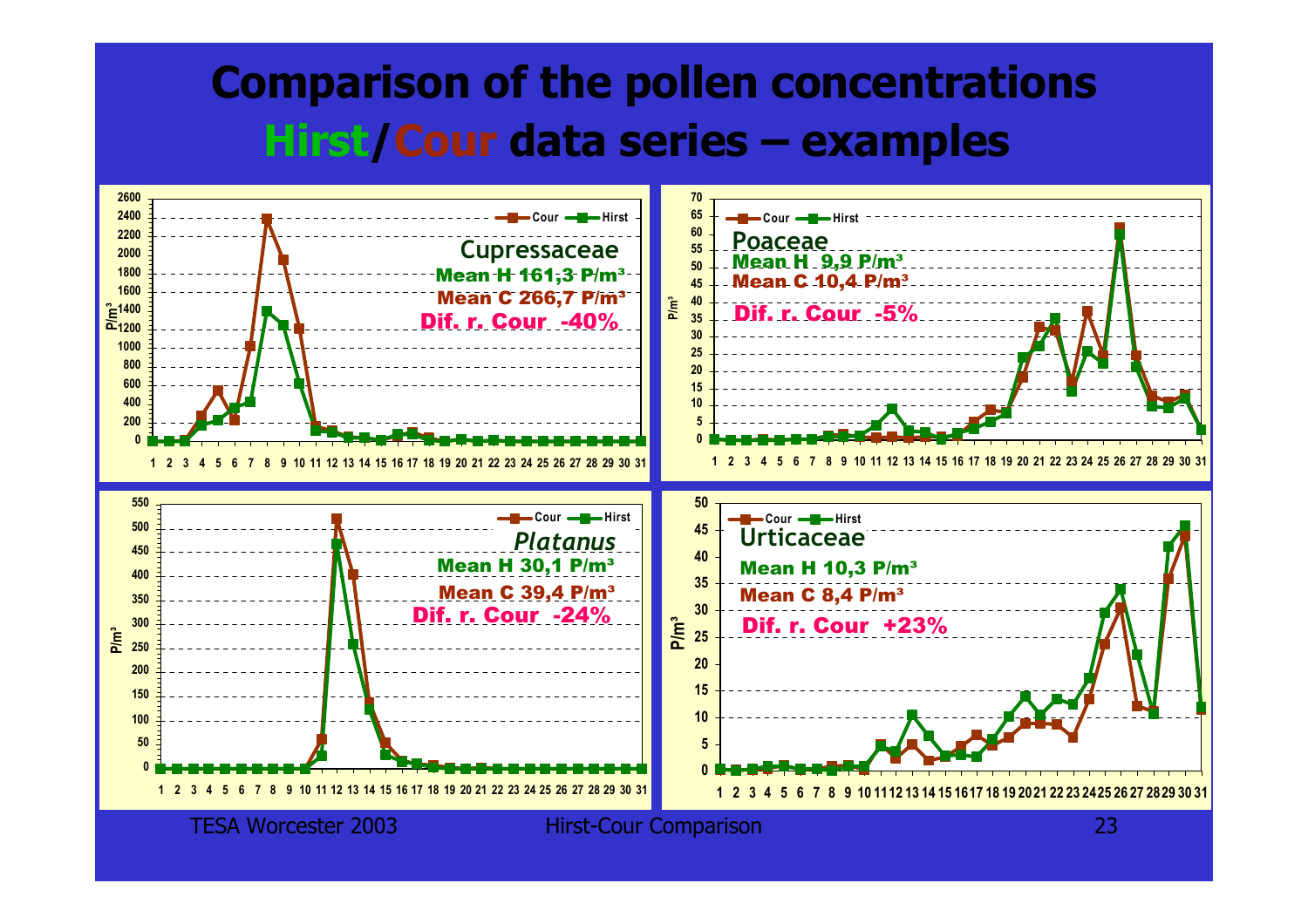# Comparison of the pollen concentrations Hirst/Cour data series – examples

**Cupressaceae**
Mean H 161,3 P/m³
Mean C 266,7 P/m³
Dif. r. Cour -40%

**Poaceae**
Mean H 9,9 P/m³
Mean C 10,4 P/m³
Dif. r. Cour -5%

***Platanus***
Mean H 30,1 P/m³
Mean C 39,4 P/m³
Dif. r. Cour -24%

**Urticaceae**
Mean H 10,3 P/m³
Mean C 8,4 P/m³
Dif. r. Cour +23%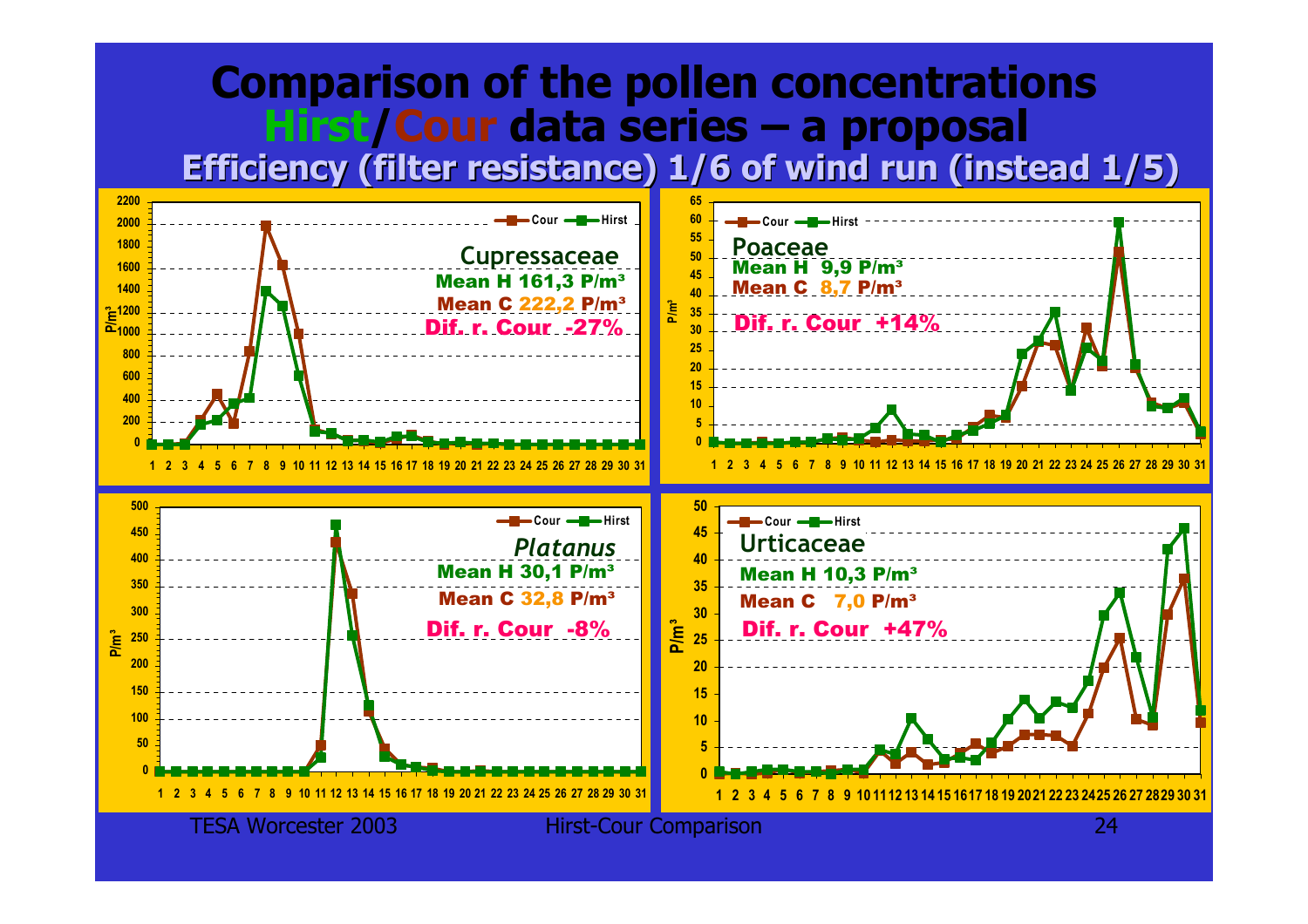# Comparison of the pollen concentrations Hirst/Cour data series – a proposal

## Efficiency (filter resistance) 1/6 of wind run (instead 1/5)

**Cupressaceae**
- Mean H 161,3 P/m³
- Mean C 222,2 P/m³
- Dif. r. Cour -27%

**Poaceae**
- Mean H 9,9 P/m³
- Mean C 8,7 P/m³
- Dif. r. Cour +14%

***Platanus***
- Mean H 30,1 P/m³
- Mean C 32,8 P/m³
- Dif. r. Cour -8%

**Urticaceae**
- Mean H 10,3 P/m³
- Mean C 7,0 P/m³
- Dif. r. Cour +47%

TESA Worcester 2003 — Hirst-Cour Comparison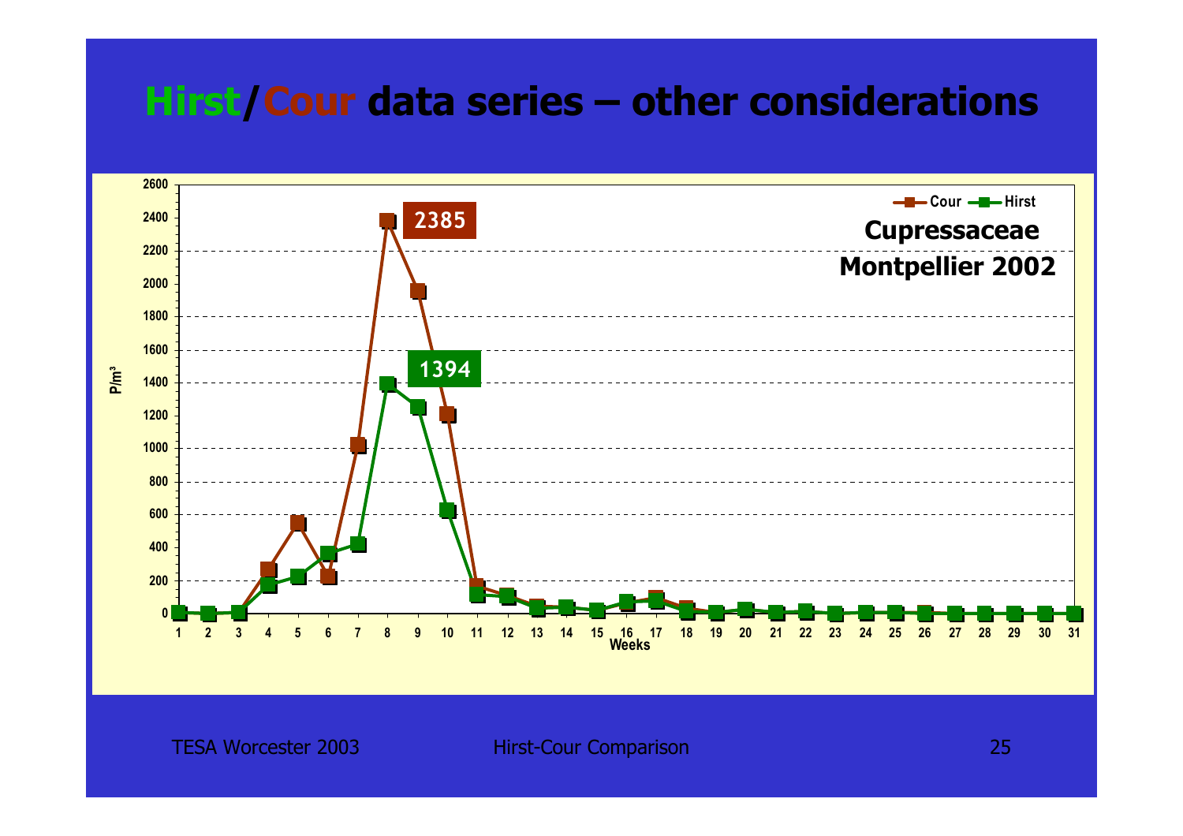# Hirst/Cour data series – other considerations

Cupressaceae Montpellier 2002

Cour — Hirst

2385

1394

P/m³

Weeks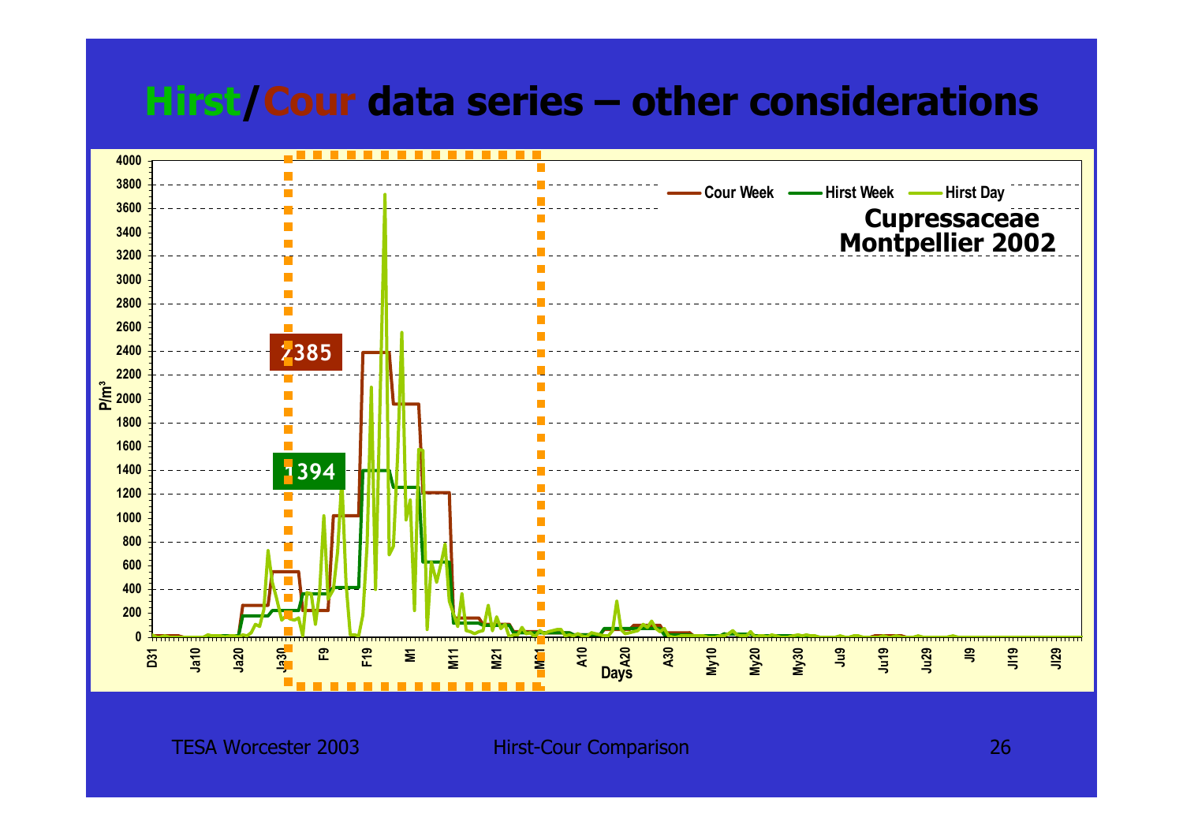# Hirst/Cour data series – other considerations

Cour Week — Hirst Week — Hirst Day

Cupressaceae Montpellier 2002

2385

1394

P/m³

Days

D31, Ja10, Ja20, Ja30, F9, F19, M1, M11, M21, M31, A10, A20, A30, My10, My20, My30, Ju9, Ju19, Ju29, Jl9, Jl19, Jl29

0, 200, 400, 600, 800, 1000, 1200, 1400, 1600, 1800, 2000, 2200, 2400, 2600, 2800, 3000, 3200, 3400, 3600, 3800, 4000

TESA Worcester 2003 — Hirst-Cour Comparison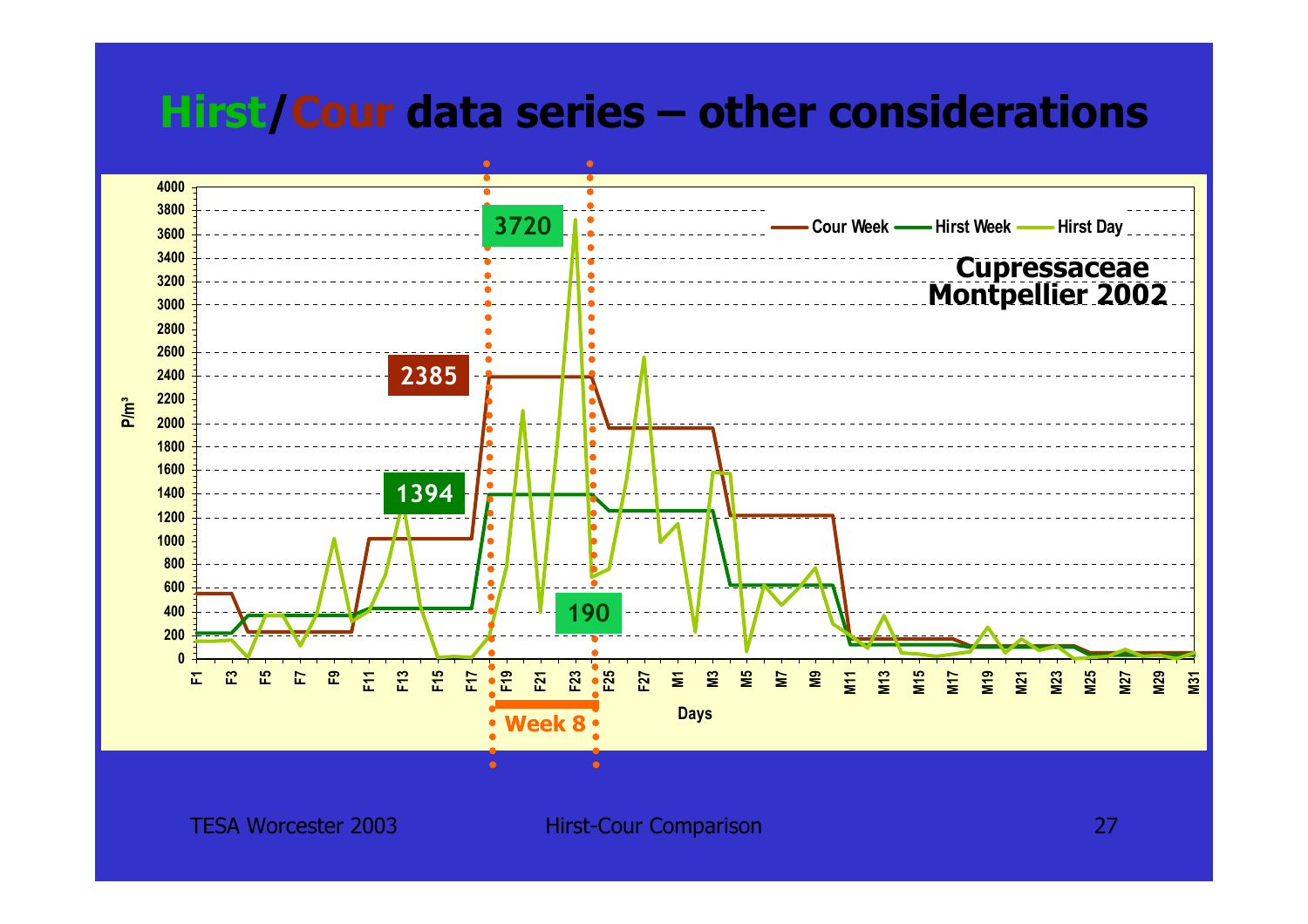# Hirst/Cour data series – other considerations

Cupressaceae
Montpellier 2002

Cour Week — Hirst Week — Hirst Day

P/m³

3720

2385

1394

190

Week 8

Days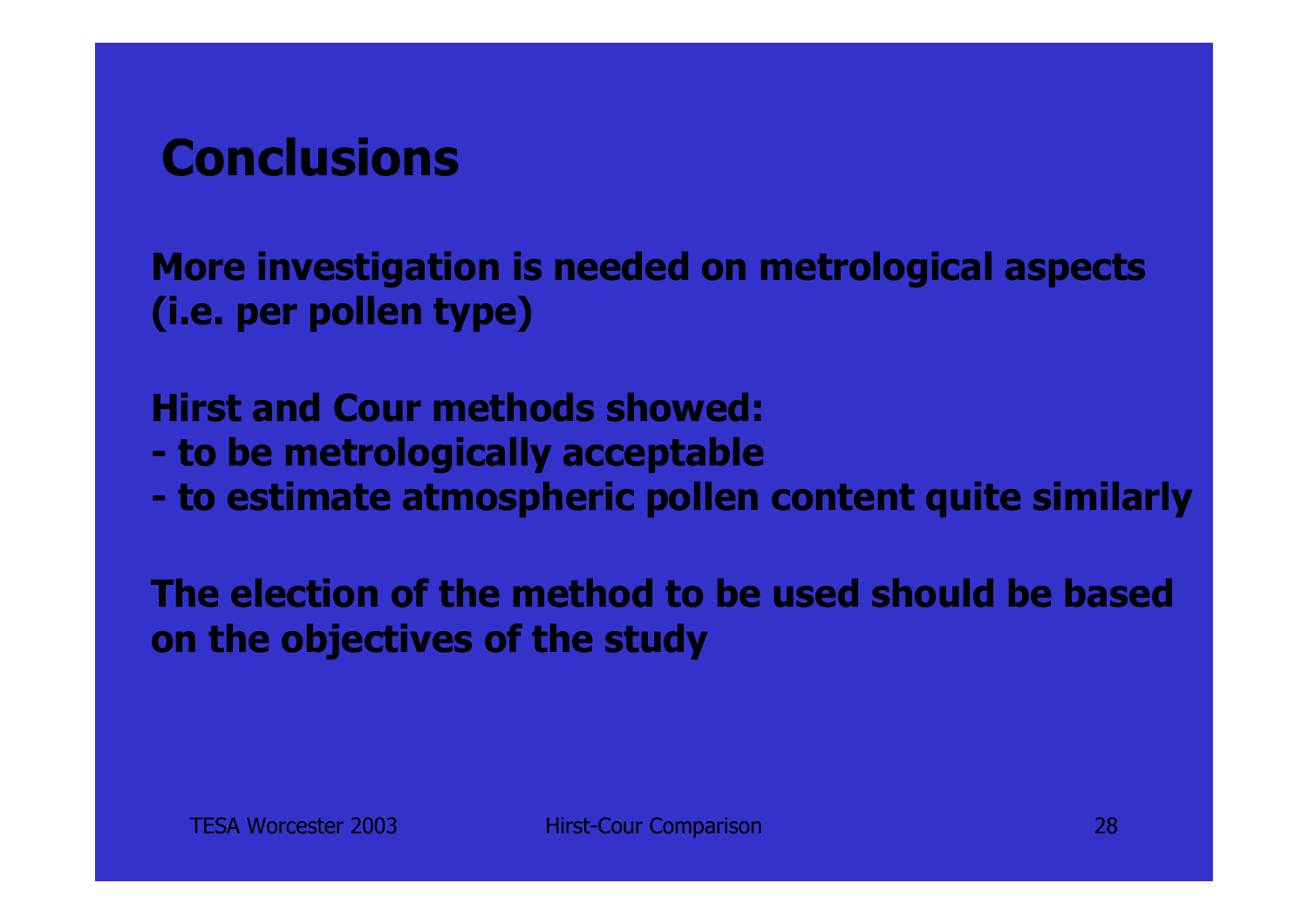# Conclusions

**More investigation is needed on metrological aspects (i.e. per pollen type)**

**Hirst and Cour methods showed:**

**- to be metrologically acceptable**

**- to estimate atmospheric pollen content quite similarly**

**The election of the method to be used should be based on the objectives of the study**